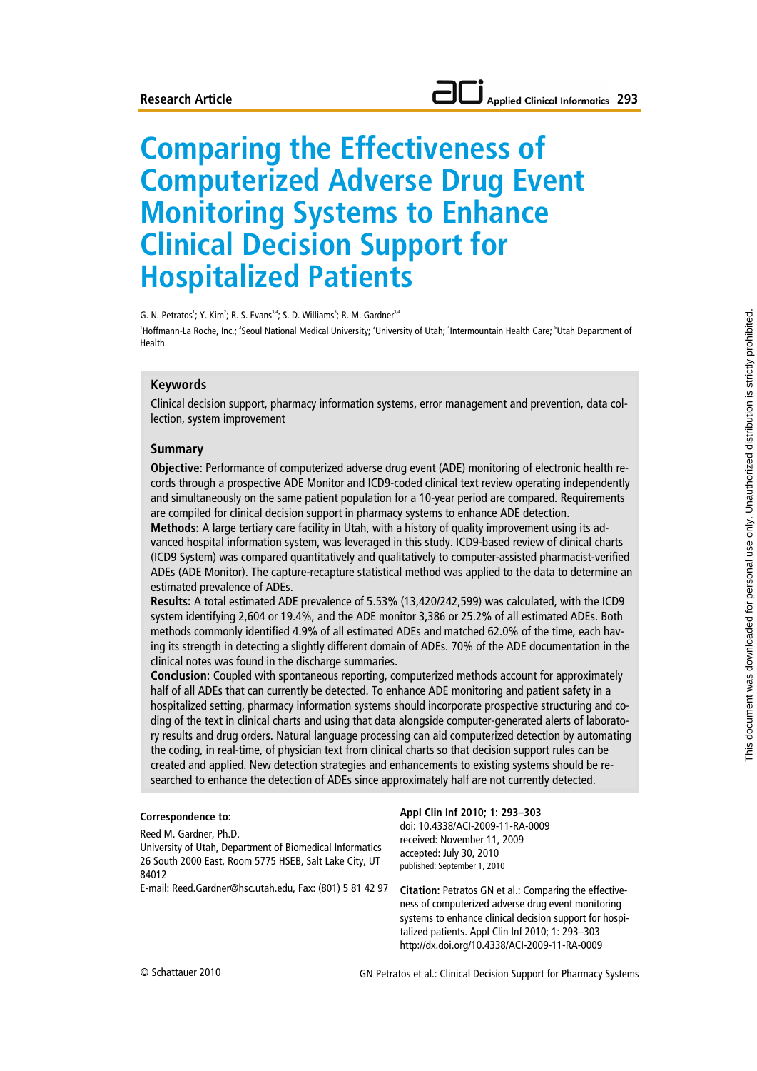Research Article

# Comparing the Effectiveness of Computerized Adverse Drug Event Monitoring Systems to Enhance Clinical Decision Support for Hospitalized Patients

G. N. Petratos[1]; Y. Kim[2]; R. S. Evans[3,4]; S. D. Williams[5]; R. M. Gardner[3,4]

[1]Hoffmann-La Roche, Inc.; [2]Seoul National Medical University; [3]University of Utah; [4]Intermountain Health Care; [5]Utah Department of Health

## Keywords

Clinical decision support, pharmacy information systems, error management and prevention, data collection, system improvement

## Summary

**Objective**: Performance of computerized adverse drug event (ADE) monitoring of electronic health records through a prospective ADE Monitor and ICD9-coded clinical text review operating independently and simultaneously on the same patient population for a 10-year period are compared. Requirements are compiled for clinical decision support in pharmacy systems to enhance ADE detection.

**Methods:** A large tertiary care facility in Utah, with a history of quality improvement using its advanced hospital information system, was leveraged in this study. ICD9-based review of clinical charts (ICD9 System) was compared quantitatively and qualitatively to computer-assisted pharmacist-verified ADEs (ADE Monitor). The capture-recapture statistical method was applied to the data to determine an estimated prevalence of ADEs.

**Results:** A total estimated ADE prevalence of 5.53% (13,420/242,599) was calculated, with the ICD9 system identifying 2,604 or 19.4%, and the ADE monitor 3,386 or 25.2% of all estimated ADEs. Both methods commonly identified 4.9% of all estimated ADEs and matched 62.0% of the time, each having its strength in detecting a slightly different domain of ADEs. 70% of the ADE documentation in the clinical notes was found in the discharge summaries.

**Conclusion:** Coupled with spontaneous reporting, computerized methods account for approximately half of all ADEs that can currently be detected. To enhance ADE monitoring and patient safety in a hospitalized setting, pharmacy information systems should incorporate prospective structuring and coding of the text in clinical charts and using that data alongside computer-generated alerts of laboratory results and drug orders. Natural language processing can aid computerized detection by automating the coding, in real-time, of physician text from clinical charts so that decision support rules can be created and applied. New detection strategies and enhancements to existing systems should be researched to enhance the detection of ADEs since approximately half are not currently detected.

**Correspondence to:**

Reed M. Gardner, Ph.D.
University of Utah, Department of Biomedical Informatics
26 South 2000 East, Room 5775 HSEB, Salt Lake City, UT 84012
E-mail: Reed.Gardner@hsc.utah.edu, Fax: (801) 5 81 42 97

**Appl Clin Inf 2010; 1: 293–303**
doi: 10.4338/ACI-2009-11-RA-0009
received: November 11, 2009
accepted: July 30, 2010
published: September 1, 2010

**Citation:** Petratos GN et al.: Comparing the effectiveness of computerized adverse drug event monitoring systems to enhance clinical decision support for hospitalized patients. Appl Clin Inf 2010; 1: 293–303
http://dx.doi.org/10.4338/ACI-2009-11-RA-0009

© Schattauer 2010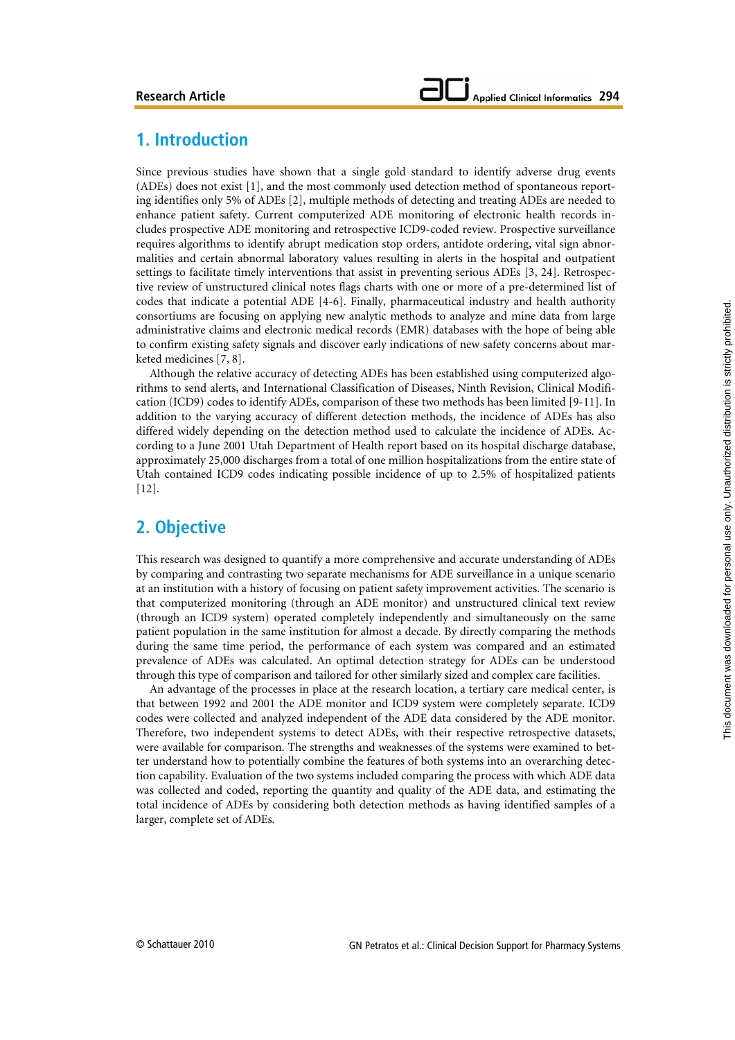## 1. Introduction

Since previous studies have shown that a single gold standard to identify adverse drug events (ADEs) does not exist [1], and the most commonly used detection method of spontaneous reporting identifies only 5% of ADEs [2], multiple methods of detecting and treating ADEs are needed to enhance patient safety. Current computerized ADE monitoring of electronic health records includes prospective ADE monitoring and retrospective ICD9-coded review. Prospective surveillance requires algorithms to identify abrupt medication stop orders, antidote ordering, vital sign abnormalities and certain abnormal laboratory values resulting in alerts in the hospital and outpatient settings to facilitate timely interventions that assist in preventing serious ADEs [3, 24]. Retrospective review of unstructured clinical notes flags charts with one or more of a pre-determined list of codes that indicate a potential ADE [4-6]. Finally, pharmaceutical industry and health authority consortiums are focusing on applying new analytic methods to analyze and mine data from large administrative claims and electronic medical records (EMR) databases with the hope of being able to confirm existing safety signals and discover early indications of new safety concerns about marketed medicines [7, 8].

Although the relative accuracy of detecting ADEs has been established using computerized algorithms to send alerts, and International Classification of Diseases, Ninth Revision, Clinical Modification (ICD9) codes to identify ADEs, comparison of these two methods has been limited [9-11]. In addition to the varying accuracy of different detection methods, the incidence of ADEs has also differed widely depending on the detection method used to calculate the incidence of ADEs. According to a June 2001 Utah Department of Health report based on its hospital discharge database, approximately 25,000 discharges from a total of one million hospitalizations from the entire state of Utah contained ICD9 codes indicating possible incidence of up to 2.5% of hospitalized patients [12].

## 2. Objective

This research was designed to quantify a more comprehensive and accurate understanding of ADEs by comparing and contrasting two separate mechanisms for ADE surveillance in a unique scenario at an institution with a history of focusing on patient safety improvement activities. The scenario is that computerized monitoring (through an ADE monitor) and unstructured clinical text review (through an ICD9 system) operated completely independently and simultaneously on the same patient population in the same institution for almost a decade. By directly comparing the methods during the same time period, the performance of each system was compared and an estimated prevalence of ADEs was calculated. An optimal detection strategy for ADEs can be understood through this type of comparison and tailored for other similarly sized and complex care facilities.

An advantage of the processes in place at the research location, a tertiary care medical center, is that between 1992 and 2001 the ADE monitor and ICD9 system were completely separate. ICD9 codes were collected and analyzed independent of the ADE data considered by the ADE monitor. Therefore, two independent systems to detect ADEs, with their respective retrospective datasets, were available for comparison. The strengths and weaknesses of the systems were examined to better understand how to potentially combine the features of both systems into an overarching detection capability. Evaluation of the two systems included comparing the process with which ADE data was collected and coded, reporting the quantity and quality of the ADE data, and estimating the total incidence of ADEs by considering both detection methods as having identified samples of a larger, complete set of ADEs.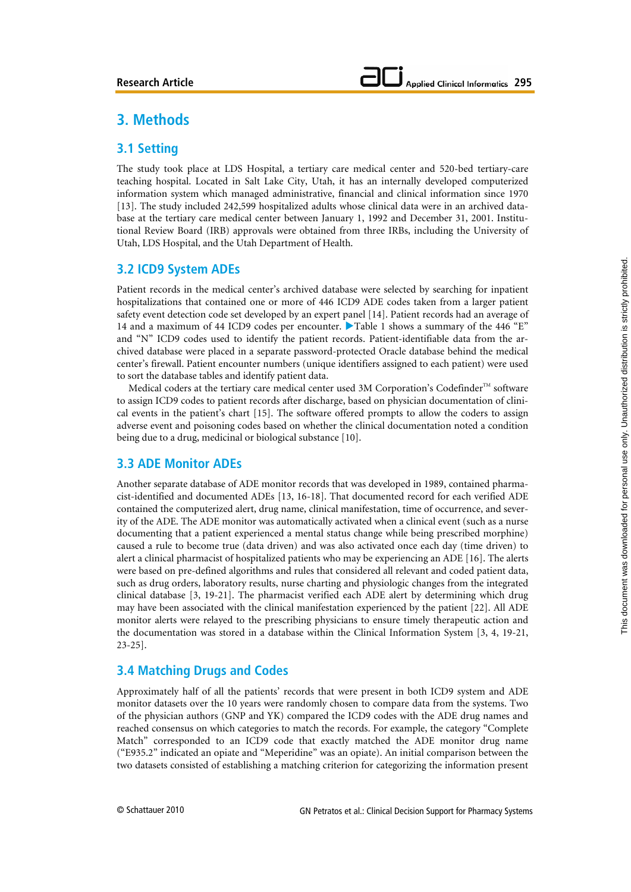# 3. Methods

## 3.1 Setting

The study took place at LDS Hospital, a tertiary care medical center and 520-bed tertiary-care teaching hospital. Located in Salt Lake City, Utah, it has an internally developed computerized information system which managed administrative, financial and clinical information since 1970 [13]. The study included 242,599 hospitalized adults whose clinical data were in an archived database at the tertiary care medical center between January 1, 1992 and December 31, 2001. Institutional Review Board (IRB) approvals were obtained from three IRBs, including the University of Utah, LDS Hospital, and the Utah Department of Health.

## 3.2 ICD9 System ADEs

Patient records in the medical center's archived database were selected by searching for inpatient hospitalizations that contained one or more of 446 ICD9 ADE codes taken from a larger patient safety event detection code set developed by an expert panel [14]. Patient records had an average of 14 and a maximum of 44 ICD9 codes per encounter. ▶Table 1 shows a summary of the 446 "E" and "N" ICD9 codes used to identify the patient records. Patient-identifiable data from the archived database were placed in a separate password-protected Oracle database behind the medical center's firewall. Patient encounter numbers (unique identifiers assigned to each patient) were used to sort the database tables and identify patient data.

Medical coders at the tertiary care medical center used 3M Corporation's Codefinder™ software to assign ICD9 codes to patient records after discharge, based on physician documentation of clinical events in the patient's chart [15]. The software offered prompts to allow the coders to assign adverse event and poisoning codes based on whether the clinical documentation noted a condition being due to a drug, medicinal or biological substance [10].

## 3.3 ADE Monitor ADEs

Another separate database of ADE monitor records that was developed in 1989, contained pharmacist-identified and documented ADEs [13, 16-18]. That documented record for each verified ADE contained the computerized alert, drug name, clinical manifestation, time of occurrence, and severity of the ADE. The ADE monitor was automatically activated when a clinical event (such as a nurse documenting that a patient experienced a mental status change while being prescribed morphine) caused a rule to become true (data driven) and was also activated once each day (time driven) to alert a clinical pharmacist of hospitalized patients who may be experiencing an ADE [16]. The alerts were based on pre-defined algorithms and rules that considered all relevant and coded patient data, such as drug orders, laboratory results, nurse charting and physiologic changes from the integrated clinical database [3, 19-21]. The pharmacist verified each ADE alert by determining which drug may have been associated with the clinical manifestation experienced by the patient [22]. All ADE monitor alerts were relayed to the prescribing physicians to ensure timely therapeutic action and the documentation was stored in a database within the Clinical Information System [3, 4, 19-21, 23-25].

## 3.4 Matching Drugs and Codes

Approximately half of all the patients' records that were present in both ICD9 system and ADE monitor datasets over the 10 years were randomly chosen to compare data from the systems. Two of the physician authors (GNP and YK) compared the ICD9 codes with the ADE drug names and reached consensus on which categories to match the records. For example, the category "Complete Match" corresponded to an ICD9 code that exactly matched the ADE monitor drug name ("E935.2" indicated an opiate and "Meperidine" was an opiate). An initial comparison between the two datasets consisted of establishing a matching criterion for categorizing the information present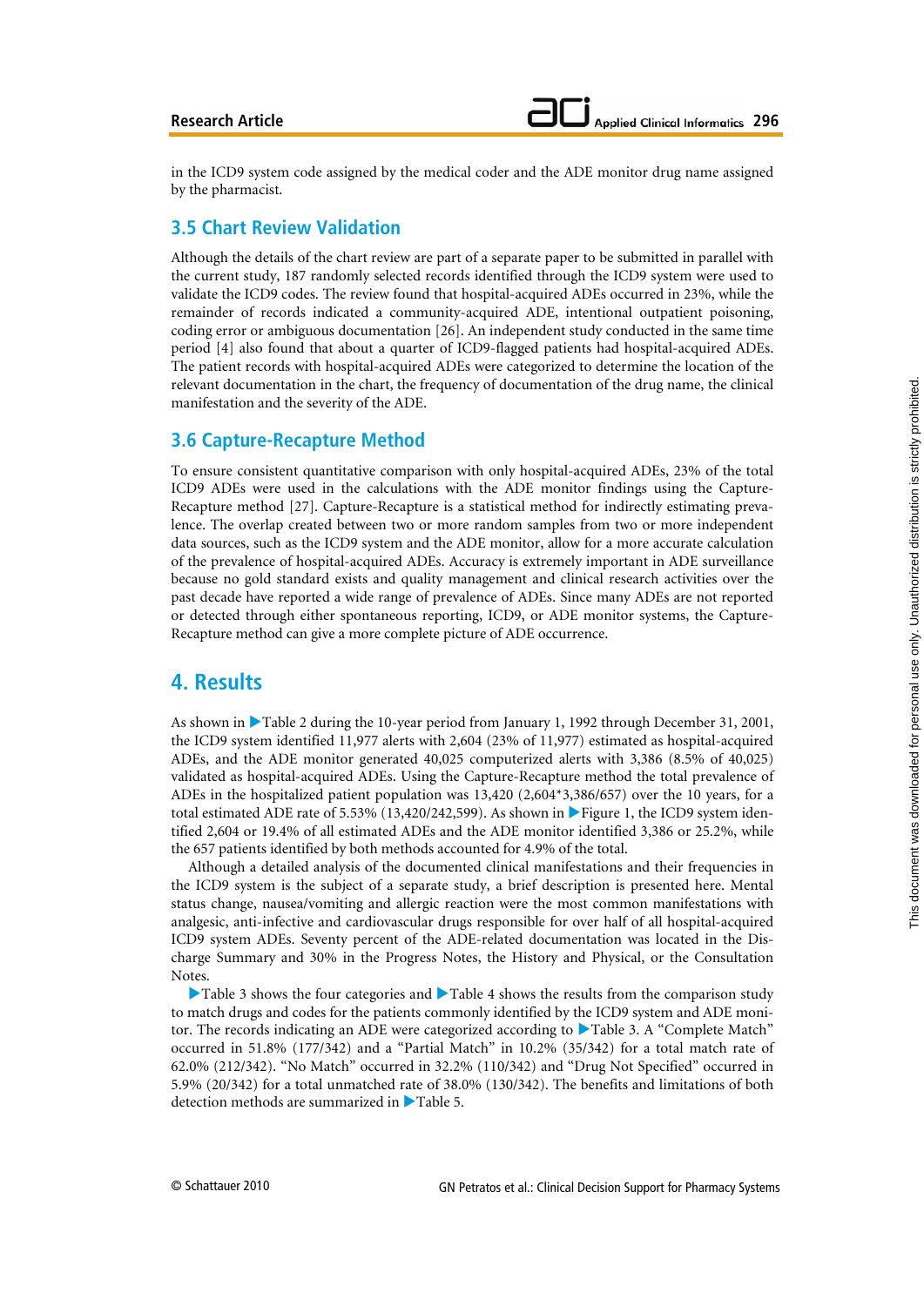in the ICD9 system code assigned by the medical coder and the ADE monitor drug name assigned by the pharmacist.

## 3.5 Chart Review Validation

Although the details of the chart review are part of a separate paper to be submitted in parallel with the current study, 187 randomly selected records identified through the ICD9 system were used to validate the ICD9 codes. The review found that hospital-acquired ADEs occurred in 23%, while the remainder of records indicated a community-acquired ADE, intentional outpatient poisoning, coding error or ambiguous documentation [26]. An independent study conducted in the same time period [4] also found that about a quarter of ICD9-flagged patients had hospital-acquired ADEs. The patient records with hospital-acquired ADEs were categorized to determine the location of the relevant documentation in the chart, the frequency of documentation of the drug name, the clinical manifestation and the severity of the ADE.

## 3.6 Capture-Recapture Method

To ensure consistent quantitative comparison with only hospital-acquired ADEs, 23% of the total ICD9 ADEs were used in the calculations with the ADE monitor findings using the Capture-Recapture method [27]. Capture-Recapture is a statistical method for indirectly estimating prevalence. The overlap created between two or more random samples from two or more independent data sources, such as the ICD9 system and the ADE monitor, allow for a more accurate calculation of the prevalence of hospital-acquired ADEs. Accuracy is extremely important in ADE surveillance because no gold standard exists and quality management and clinical research activities over the past decade have reported a wide range of prevalence of ADEs. Since many ADEs are not reported or detected through either spontaneous reporting, ICD9, or ADE monitor systems, the Capture-Recapture method can give a more complete picture of ADE occurrence.

# 4. Results

As shown in ▶Table 2 during the 10-year period from January 1, 1992 through December 31, 2001, the ICD9 system identified 11,977 alerts with 2,604 (23% of 11,977) estimated as hospital-acquired ADEs, and the ADE monitor generated 40,025 computerized alerts with 3,386 (8.5% of 40,025) validated as hospital-acquired ADEs. Using the Capture-Recapture method the total prevalence of ADEs in the hospitalized patient population was 13,420 (2,604*3,386/657) over the 10 years, for a total estimated ADE rate of 5.53% (13,420/242,599). As shown in ▶Figure 1, the ICD9 system identified 2,604 or 19.4% of all estimated ADEs and the ADE monitor identified 3,386 or 25.2%, while the 657 patients identified by both methods accounted for 4.9% of the total.

Although a detailed analysis of the documented clinical manifestations and their frequencies in the ICD9 system is the subject of a separate study, a brief description is presented here. Mental status change, nausea/vomiting and allergic reaction were the most common manifestations with analgesic, anti-infective and cardiovascular drugs responsible for over half of all hospital-acquired ICD9 system ADEs. Seventy percent of the ADE-related documentation was located in the Discharge Summary and 30% in the Progress Notes, the History and Physical, or the Consultation Notes.

▶Table 3 shows the four categories and ▶Table 4 shows the results from the comparison study to match drugs and codes for the patients commonly identified by the ICD9 system and ADE monitor. The records indicating an ADE were categorized according to ▶Table 3. A "Complete Match" occurred in 51.8% (177/342) and a "Partial Match" in 10.2% (35/342) for a total match rate of 62.0% (212/342). "No Match" occurred in 32.2% (110/342) and "Drug Not Specified" occurred in 5.9% (20/342) for a total unmatched rate of 38.0% (130/342). The benefits and limitations of both detection methods are summarized in ▶Table 5.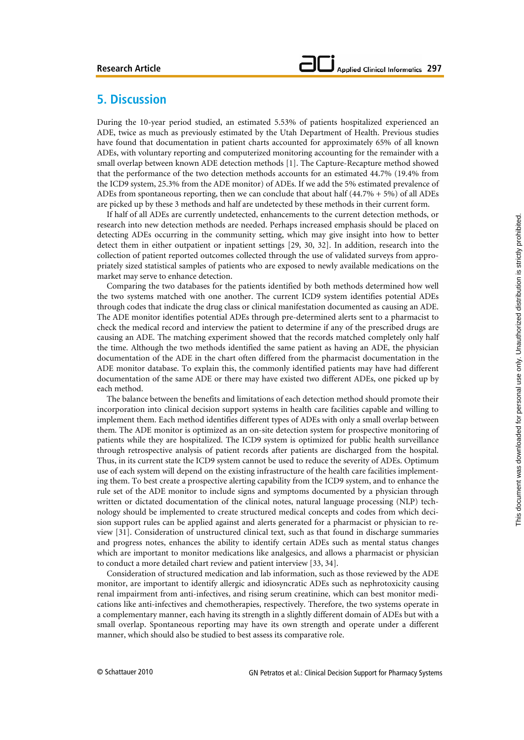## 5. Discussion

During the 10-year period studied, an estimated 5.53% of patients hospitalized experienced an ADE, twice as much as previously estimated by the Utah Department of Health. Previous studies have found that documentation in patient charts accounted for approximately 65% of all known ADEs, with voluntary reporting and computerized monitoring accounting for the remainder with a small overlap between known ADE detection methods [1]. The Capture-Recapture method showed that the performance of the two detection methods accounts for an estimated 44.7% (19.4% from the ICD9 system, 25.3% from the ADE monitor) of ADEs. If we add the 5% estimated prevalence of ADEs from spontaneous reporting, then we can conclude that about half (44.7% + 5%) of all ADEs are picked up by these 3 methods and half are undetected by these methods in their current form.

If half of all ADEs are currently undetected, enhancements to the current detection methods, or research into new detection methods are needed. Perhaps increased emphasis should be placed on detecting ADEs occurring in the community setting, which may give insight into how to better detect them in either outpatient or inpatient settings [29, 30, 32]. In addition, research into the collection of patient reported outcomes collected through the use of validated surveys from appropriately sized statistical samples of patients who are exposed to newly available medications on the market may serve to enhance detection.

Comparing the two databases for the patients identified by both methods determined how well the two systems matched with one another. The current ICD9 system identifies potential ADEs through codes that indicate the drug class or clinical manifestation documented as causing an ADE. The ADE monitor identifies potential ADEs through pre-determined alerts sent to a pharmacist to check the medical record and interview the patient to determine if any of the prescribed drugs are causing an ADE. The matching experiment showed that the records matched completely only half the time. Although the two methods identified the same patient as having an ADE, the physician documentation of the ADE in the chart often differed from the pharmacist documentation in the ADE monitor database. To explain this, the commonly identified patients may have had different documentation of the same ADE or there may have existed two different ADEs, one picked up by each method.

The balance between the benefits and limitations of each detection method should promote their incorporation into clinical decision support systems in health care facilities capable and willing to implement them. Each method identifies different types of ADEs with only a small overlap between them. The ADE monitor is optimized as an on-site detection system for prospective monitoring of patients while they are hospitalized. The ICD9 system is optimized for public health surveillance through retrospective analysis of patient records after patients are discharged from the hospital. Thus, in its current state the ICD9 system cannot be used to reduce the severity of ADEs. Optimum use of each system will depend on the existing infrastructure of the health care facilities implementing them. To best create a prospective alerting capability from the ICD9 system, and to enhance the rule set of the ADE monitor to include signs and symptoms documented by a physician through written or dictated documentation of the clinical notes, natural language processing (NLP) technology should be implemented to create structured medical concepts and codes from which decision support rules can be applied against and alerts generated for a pharmacist or physician to review [31]. Consideration of unstructured clinical text, such as that found in discharge summaries and progress notes, enhances the ability to identify certain ADEs such as mental status changes which are important to monitor medications like analgesics, and allows a pharmacist or physician to conduct a more detailed chart review and patient interview [33, 34].

Consideration of structured medication and lab information, such as those reviewed by the ADE monitor, are important to identify allergic and idiosyncratic ADEs such as nephrotoxicity causing renal impairment from anti-infectives, and rising serum creatinine, which can best monitor medications like anti-infectives and chemotherapies, respectively. Therefore, the two systems operate in a complementary manner, each having its strength in a slightly different domain of ADEs but with a small overlap. Spontaneous reporting may have its own strength and operate under a different manner, which should also be studied to best assess its comparative role.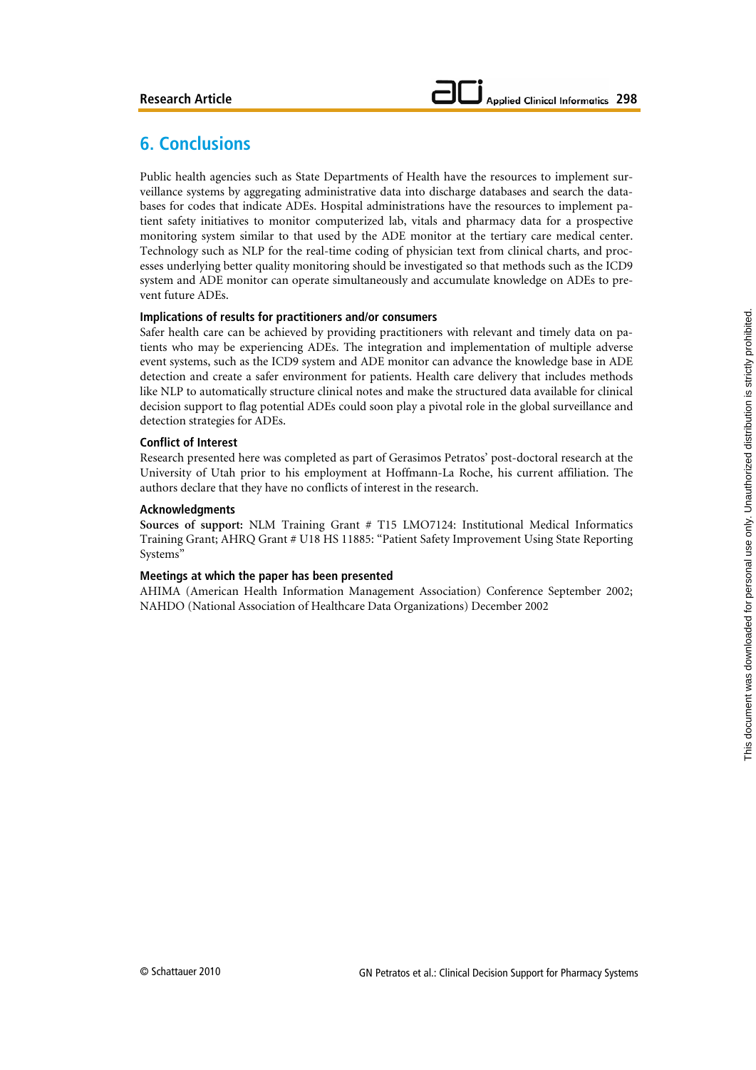## 6. Conclusions

Public health agencies such as State Departments of Health have the resources to implement surveillance systems by aggregating administrative data into discharge databases and search the databases for codes that indicate ADEs. Hospital administrations have the resources to implement patient safety initiatives to monitor computerized lab, vitals and pharmacy data for a prospective monitoring system similar to that used by the ADE monitor at the tertiary care medical center. Technology such as NLP for the real-time coding of physician text from clinical charts, and processes underlying better quality monitoring should be investigated so that methods such as the ICD9 system and ADE monitor can operate simultaneously and accumulate knowledge on ADEs to prevent future ADEs.

#### Implications of results for practitioners and/or consumers

Safer health care can be achieved by providing practitioners with relevant and timely data on patients who may be experiencing ADEs. The integration and implementation of multiple adverse event systems, such as the ICD9 system and ADE monitor can advance the knowledge base in ADE detection and create a safer environment for patients. Health care delivery that includes methods like NLP to automatically structure clinical notes and make the structured data available for clinical decision support to flag potential ADEs could soon play a pivotal role in the global surveillance and detection strategies for ADEs.

#### Conflict of Interest

Research presented here was completed as part of Gerasimos Petratos' post-doctoral research at the University of Utah prior to his employment at Hoffmann-La Roche, his current affiliation. The authors declare that they have no conflicts of interest in the research.

#### Acknowledgments

**Sources of support:** NLM Training Grant # T15 LMO7124: Institutional Medical Informatics Training Grant; AHRQ Grant # U18 HS 11885: "Patient Safety Improvement Using State Reporting Systems"

#### Meetings at which the paper has been presented

AHIMA (American Health Information Management Association) Conference September 2002; NAHDO (National Association of Healthcare Data Organizations) December 2002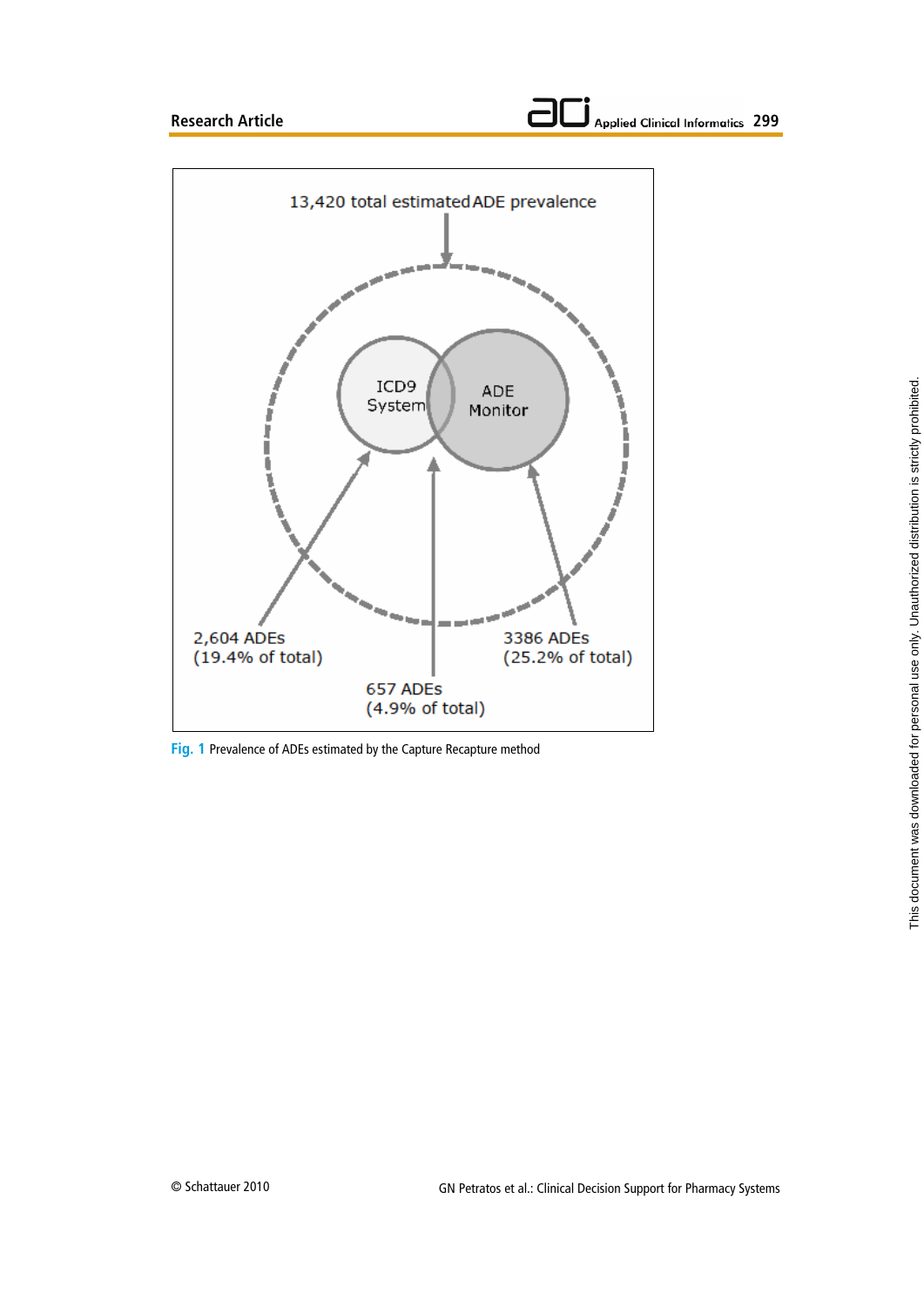13,420 total estimated ADE prevalence

ICD9 System

ADE Monitor

2,604 ADEs (19.4% of total)

657 ADEs (4.9% of total)

3386 ADEs (25.2% of total)

**Fig. 1** Prevalence of ADEs estimated by the Capture Recapture method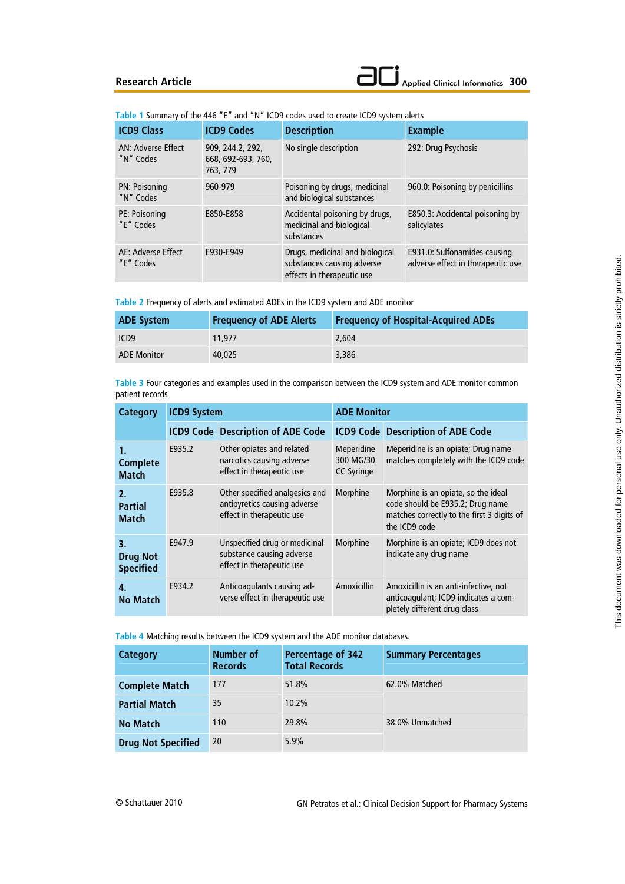Table 1 Summary of the 446 "E" and "N" ICD9 codes used to create ICD9 system alerts

| ICD9 Class | ICD9 Codes | Description | Example |
|---|---|---|---|
| AN: Adverse Effect "N" Codes | 909, 244.2, 292, 668, 692-693, 760, 763, 779 | No single description | 292: Drug Psychosis |
| PN: Poisoning "N" Codes | 960-979 | Poisoning by drugs, medicinal and biological substances | 960.0: Poisoning by penicillins |
| PE: Poisoning "E" Codes | E850-E858 | Accidental poisoning by drugs, medicinal and biological substances | E850.3: Accidental poisoning by salicylates |
| AE: Adverse Effect "E" Codes | E930-E949 | Drugs, medicinal and biological substances causing adverse effects in therapeutic use | E931.0: Sulfonamides causing adverse effect in therapeutic use |

Table 2 Frequency of alerts and estimated ADEs in the ICD9 system and ADE monitor

| ADE System | Frequency of ADE Alerts | Frequency of Hospital-Acquired ADEs |
|---|---|---|
| ICD9 | 11,977 | 2,604 |
| ADE Monitor | 40,025 | 3,386 |

Table 3 Four categories and examples used in the comparison between the ICD9 system and ADE monitor common patient records

| Category | ICD9 System | | ADE Monitor | |
|---|---|---|---|---|
| | ICD9 Code | Description of ADE Code | ICD9 Code | Description of ADE Code |
| 1. Complete Match | E935.2 | Other opiates and related narcotics causing adverse effect in therapeutic use | Meperidine 300 MG/30 CC Syringe | Meperidine is an opiate; Drug name matches completely with the ICD9 code |
| 2. Partial Match | E935.8 | Other specified analgesics and antipyretics causing adverse effect in therapeutic use | Morphine | Morphine is an opiate, so the ideal code should be E935.2; Drug name matches correctly to the first 3 digits of the ICD9 code |
| 3. Drug Not Specified | E947.9 | Unspecified drug or medicinal substance causing adverse effect in therapeutic use | Morphine | Morphine is an opiate; ICD9 does not indicate any drug name |
| 4. No Match | E934.2 | Anticoagulants causing adverse effect in therapeutic use | Amoxicillin | Amoxicillin is an anti-infective, not anticoagulant; ICD9 indicates a completely different drug class |

Table 4 Matching results between the ICD9 system and the ADE monitor databases.

| Category | Number of Records | Percentage of 342 Total Records | Summary Percentages |
|---|---|---|---|
| Complete Match | 177 | 51.8% | 62.0% Matched |
| Partial Match | 35 | 10.2% | |
| No Match | 110 | 29.8% | 38.0% Unmatched |
| Drug Not Specified | 20 | 5.9% | |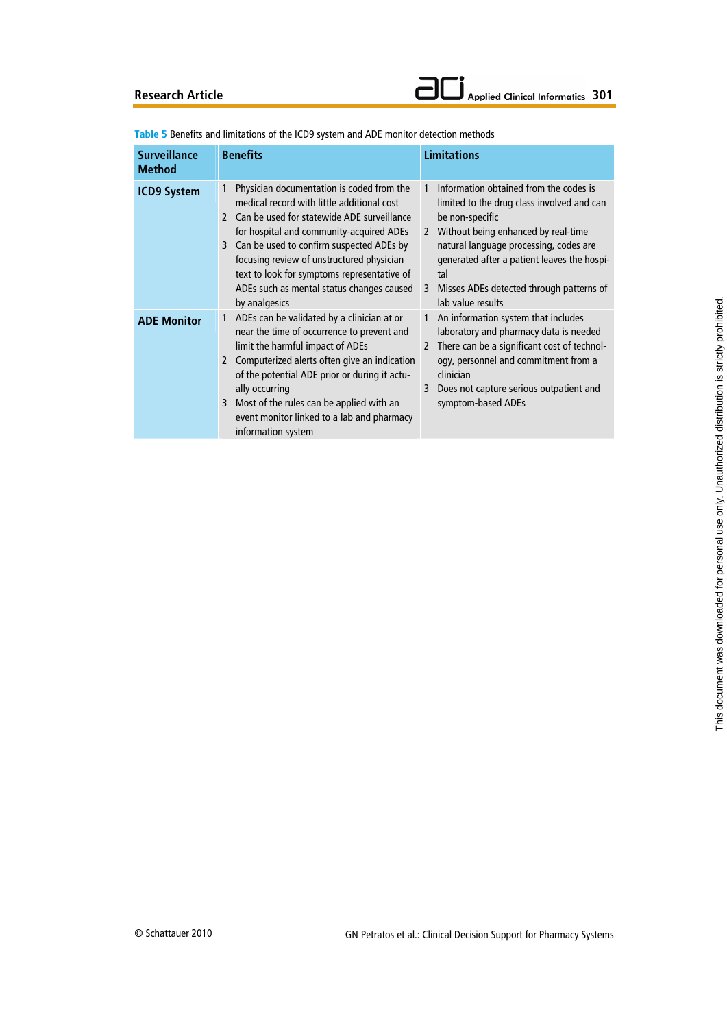Table 5 Benefits and limitations of the ICD9 system and ADE monitor detection methods

| Surveillance Method | Benefits | Limitations |
|---|---|---|
| **ICD9 System** | 1 Physician documentation is coded from the medical record with little additional cost<br>2 Can be used for statewide ADE surveillance for hospital and community-acquired ADEs<br>3 Can be used to confirm suspected ADEs by focusing review of unstructured physician text to look for symptoms representative of ADEs such as mental status changes caused by analgesics | 1 Information obtained from the codes is limited to the drug class involved and can be non-specific<br>2 Without being enhanced by real-time natural language processing, codes are generated after a patient leaves the hospital<br>3 Misses ADEs detected through patterns of lab value results |
| **ADE Monitor** | 1 ADEs can be validated by a clinician at or near the time of occurrence to prevent and limit the harmful impact of ADEs<br>2 Computerized alerts often give an indication of the potential ADE prior or during it actually occurring<br>3 Most of the rules can be applied with an event monitor linked to a lab and pharmacy information system | 1 An information system that includes laboratory and pharmacy data is needed<br>2 There can be a significant cost of technology, personnel and commitment from a clinician<br>3 Does not capture serious outpatient and symptom-based ADEs |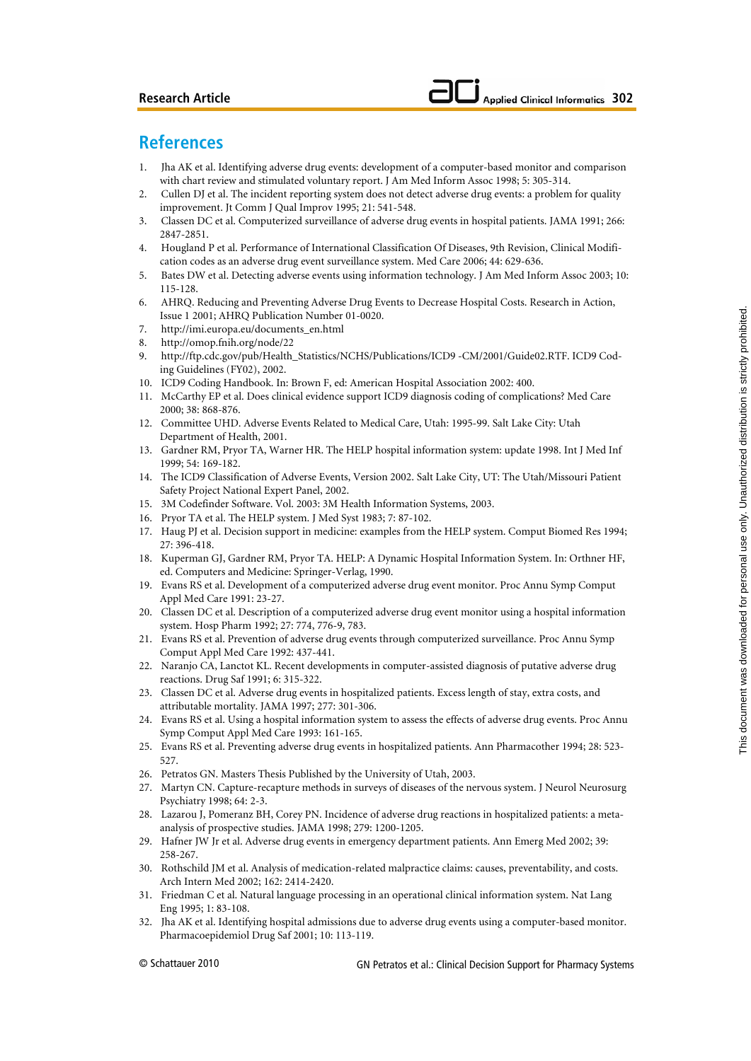## References

1. Jha AK et al. Identifying adverse drug events: development of a computer-based monitor and comparison with chart review and stimulated voluntary report. J Am Med Inform Assoc 1998; 5: 305-314.
2. Cullen DJ et al. The incident reporting system does not detect adverse drug events: a problem for quality improvement. Jt Comm J Qual Improv 1995; 21: 541-548.
3. Classen DC et al. Computerized surveillance of adverse drug events in hospital patients. JAMA 1991; 266: 2847-2851.
4. Hougland P et al. Performance of International Classification Of Diseases, 9th Revision, Clinical Modification codes as an adverse drug event surveillance system. Med Care 2006; 44: 629-636.
5. Bates DW et al. Detecting adverse events using information technology. J Am Med Inform Assoc 2003; 10: 115-128.
6. AHRQ. Reducing and Preventing Adverse Drug Events to Decrease Hospital Costs. Research in Action, Issue 1 2001; AHRQ Publication Number 01-0020.
7. http://imi.europa.eu/documents_en.html
8. http://omop.fnih.org/node/22
9. http://ftp.cdc.gov/pub/Health_Statistics/NCHS/Publications/ICD9 -CM/2001/Guide02.RTF. ICD9 Coding Guidelines (FY02), 2002.
10. ICD9 Coding Handbook. In: Brown F, ed: American Hospital Association 2002: 400.
11. McCarthy EP et al. Does clinical evidence support ICD9 diagnosis coding of complications? Med Care 2000; 38: 868-876.
12. Committee UHD. Adverse Events Related to Medical Care, Utah: 1995-99. Salt Lake City: Utah Department of Health, 2001.
13. Gardner RM, Pryor TA, Warner HR. The HELP hospital information system: update 1998. Int J Med Inf 1999; 54: 169-182.
14. The ICD9 Classification of Adverse Events, Version 2002. Salt Lake City, UT: The Utah/Missouri Patient Safety Project National Expert Panel, 2002.
15. 3M Codefinder Software. Vol. 2003: 3M Health Information Systems, 2003.
16. Pryor TA et al. The HELP system. J Med Syst 1983; 7: 87-102.
17. Haug PJ et al. Decision support in medicine: examples from the HELP system. Comput Biomed Res 1994; 27: 396-418.
18. Kuperman GJ, Gardner RM, Pryor TA. HELP: A Dynamic Hospital Information System. In: Orthner HF, ed. Computers and Medicine: Springer-Verlag, 1990.
19. Evans RS et al. Development of a computerized adverse drug event monitor. Proc Annu Symp Comput Appl Med Care 1991: 23-27.
20. Classen DC et al. Description of a computerized adverse drug event monitor using a hospital information system. Hosp Pharm 1992; 27: 774, 776-9, 783.
21. Evans RS et al. Prevention of adverse drug events through computerized surveillance. Proc Annu Symp Comput Appl Med Care 1992: 437-441.
22. Naranjo CA, Lanctot KL. Recent developments in computer-assisted diagnosis of putative adverse drug reactions. Drug Saf 1991; 6: 315-322.
23. Classen DC et al. Adverse drug events in hospitalized patients. Excess length of stay, extra costs, and attributable mortality. JAMA 1997; 277: 301-306.
24. Evans RS et al. Using a hospital information system to assess the effects of adverse drug events. Proc Annu Symp Comput Appl Med Care 1993: 161-165.
25. Evans RS et al. Preventing adverse drug events in hospitalized patients. Ann Pharmacother 1994; 28: 523-527.
26. Petratos GN. Masters Thesis Published by the University of Utah, 2003.
27. Martyn CN. Capture-recapture methods in surveys of diseases of the nervous system. J Neurol Neurosurg Psychiatry 1998; 64: 2-3.
28. Lazarou J, Pomeranz BH, Corey PN. Incidence of adverse drug reactions in hospitalized patients: a meta-analysis of prospective studies. JAMA 1998; 279: 1200-1205.
29. Hafner JW Jr et al. Adverse drug events in emergency department patients. Ann Emerg Med 2002; 39: 258-267.
30. Rothschild JM et al. Analysis of medication-related malpractice claims: causes, preventability, and costs. Arch Intern Med 2002; 162: 2414-2420.
31. Friedman C et al. Natural language processing in an operational clinical information system. Nat Lang Eng 1995; 1: 83-108.
32. Jha AK et al. Identifying hospital admissions due to adverse drug events using a computer-based monitor. Pharmacoepidemiol Drug Saf 2001; 10: 113-119.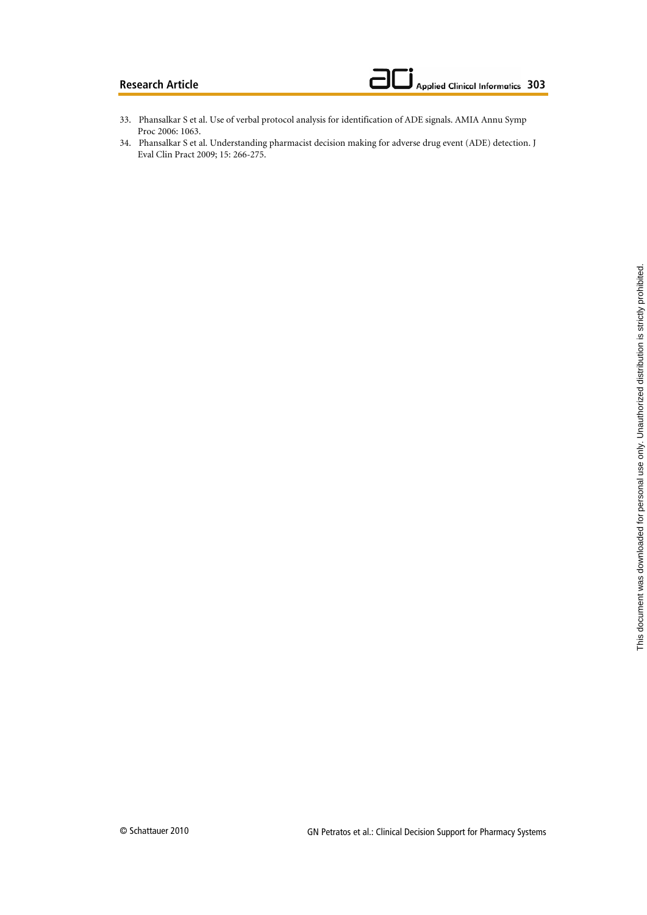33. Phansalkar S et al. Use of verbal protocol analysis for identification of ADE signals. AMIA Annu Symp Proc 2006: 1063.
34. Phansalkar S et al. Understanding pharmacist decision making for adverse drug event (ADE) detection. J Eval Clin Pract 2009; 15: 266-275.